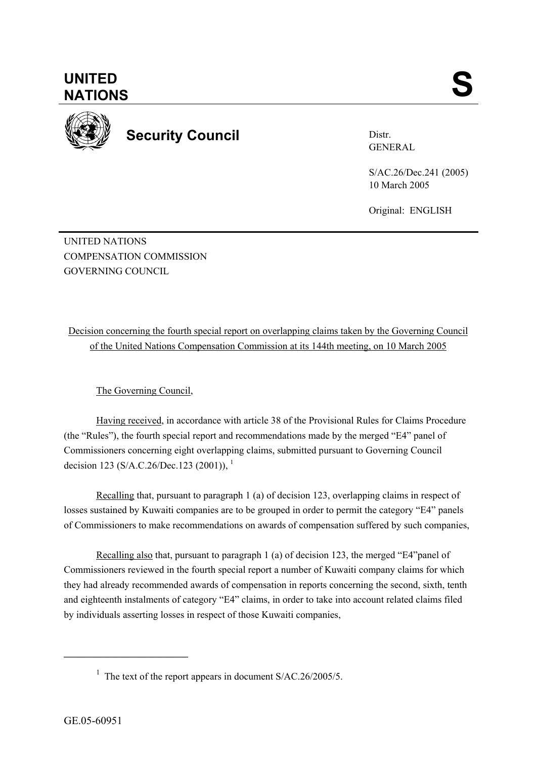# UNITED NATIONS

**S**

## Security Council

Distr.
GENERAL

S/AC.26/Dec.241 (2005)
10 March 2005

Original: ENGLISH

UNITED NATIONS
COMPENSATION COMMISSION
GOVERNING COUNCIL

Decision concerning the fourth special report on overlapping claims taken by the Governing Council of the United Nations Compensation Commission at its 144th meeting, on 10 March 2005

The Governing Council,

Having received, in accordance with article 38 of the Provisional Rules for Claims Procedure (the "Rules"), the fourth special report and recommendations made by the merged "E4" panel of Commissioners concerning eight overlapping claims, submitted pursuant to Governing Council decision 123 (S/A.C.26/Dec.123 (2001)), [1]

Recalling that, pursuant to paragraph 1 (a) of decision 123, overlapping claims in respect of losses sustained by Kuwaiti companies are to be grouped in order to permit the category "E4" panels of Commissioners to make recommendations on awards of compensation suffered by such companies,

Recalling also that, pursuant to paragraph 1 (a) of decision 123, the merged "E4"panel of Commissioners reviewed in the fourth special report a number of Kuwaiti company claims for which they had already recommended awards of compensation in reports concerning the second, sixth, tenth and eighteenth instalments of category "E4" claims, in order to take into account related claims filed by individuals asserting losses in respect of those Kuwaiti companies,

---

[1] The text of the report appears in document S/AC.26/2005/5.

GE.05-60951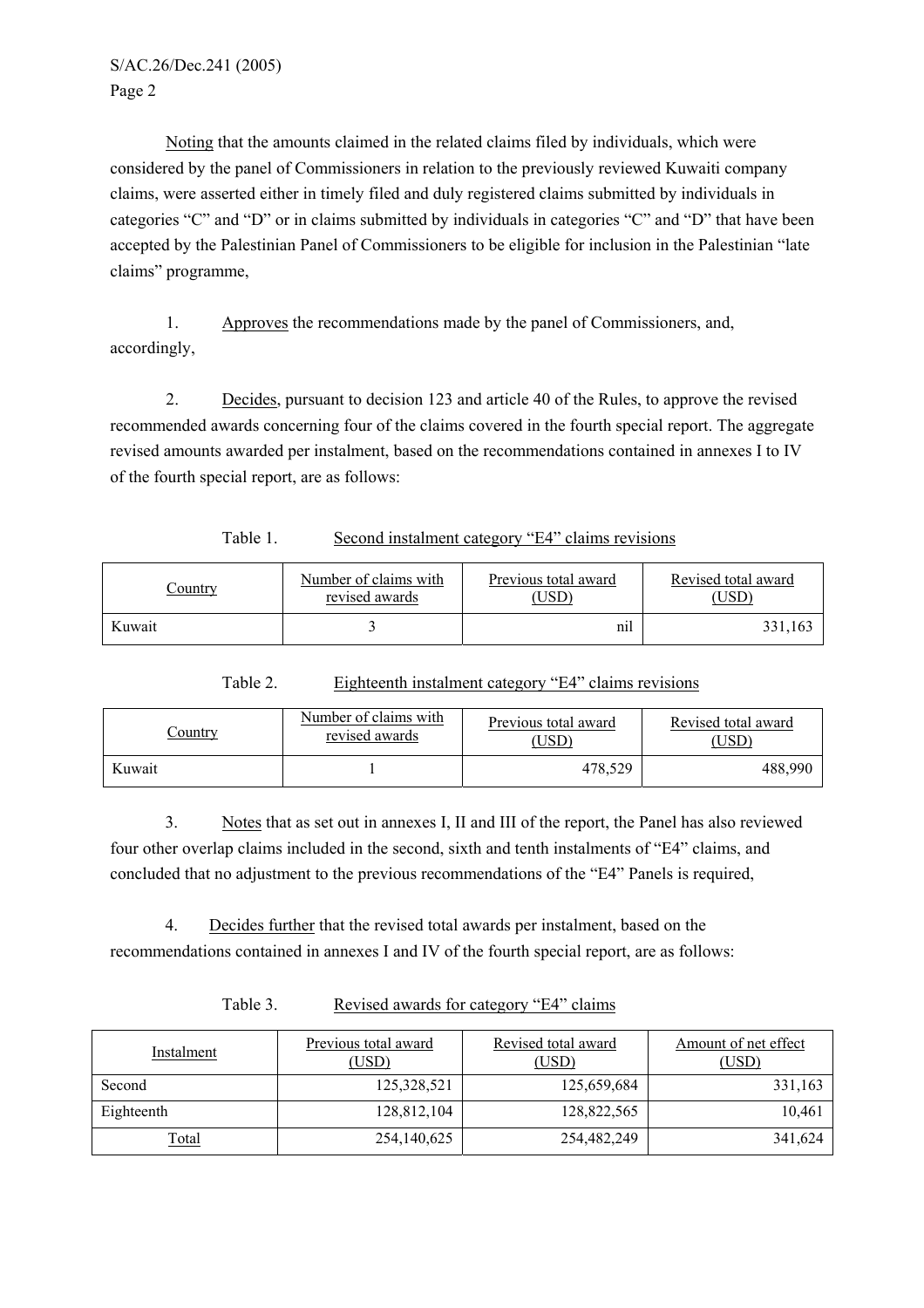Noting that the amounts claimed in the related claims filed by individuals, which were considered by the panel of Commissioners in relation to the previously reviewed Kuwaiti company claims, were asserted either in timely filed and duly registered claims submitted by individuals in categories "C" and "D" or in claims submitted by individuals in categories "C" and "D" that have been accepted by the Palestinian Panel of Commissioners to be eligible for inclusion in the Palestinian "late claims" programme,

1. Approves the recommendations made by the panel of Commissioners, and, accordingly,

2. Decides, pursuant to decision 123 and article 40 of the Rules, to approve the revised recommended awards concerning four of the claims covered in the fourth special report. The aggregate revised amounts awarded per instalment, based on the recommendations contained in annexes I to IV of the fourth special report, are as follows:

Table 1. Second instalment category "E4" claims revisions

| Country | Number of claims with revised awards | Previous total award (USD) | Revised total award (USD) |
|---|---|---|---|
| Kuwait | 3 | nil | 331,163 |

Table 2. Eighteenth instalment category "E4" claims revisions

| Country | Number of claims with revised awards | Previous total award (USD) | Revised total award (USD) |
|---|---|---|---|
| Kuwait | 1 | 478,529 | 488,990 |

3. Notes that as set out in annexes I, II and III of the report, the Panel has also reviewed four other overlap claims included in the second, sixth and tenth instalments of "E4" claims, and concluded that no adjustment to the previous recommendations of the "E4" Panels is required,

4. Decides further that the revised total awards per instalment, based on the recommendations contained in annexes I and IV of the fourth special report, are as follows:

Table 3. Revised awards for category "E4" claims

| Instalment | Previous total award (USD) | Revised total award (USD) | Amount of net effect (USD) |
|---|---|---|---|
| Second | 125,328,521 | 125,659,684 | 331,163 |
| Eighteenth | 128,812,104 | 128,822,565 | 10,461 |
| Total | 254,140,625 | 254,482,249 | 341,624 |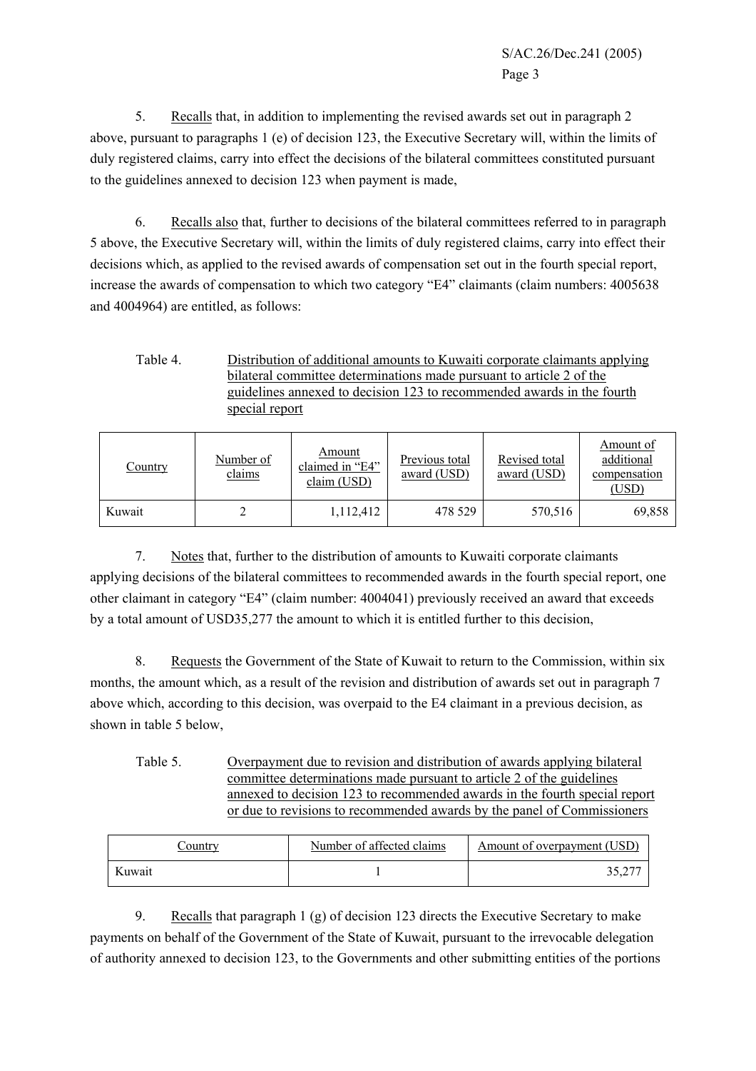5. Recalls that, in addition to implementing the revised awards set out in paragraph 2 above, pursuant to paragraphs 1 (e) of decision 123, the Executive Secretary will, within the limits of duly registered claims, carry into effect the decisions of the bilateral committees constituted pursuant to the guidelines annexed to decision 123 when payment is made,

6. Recalls also that, further to decisions of the bilateral committees referred to in paragraph 5 above, the Executive Secretary will, within the limits of duly registered claims, carry into effect their decisions which, as applied to the revised awards of compensation set out in the fourth special report, increase the awards of compensation to which two category "E4" claimants (claim numbers: 4005638 and 4004964) are entitled, as follows:

Table 4. Distribution of additional amounts to Kuwaiti corporate claimants applying bilateral committee determinations made pursuant to article 2 of the guidelines annexed to decision 123 to recommended awards in the fourth special report

| Country | Number of claims | Amount claimed in "E4" claim (USD) | Previous total award (USD) | Revised total award (USD) | Amount of additional compensation (USD) |
|---|---|---|---|---|---|
| Kuwait | 2 | 1,112,412 | 478 529 | 570,516 | 69,858 |

7. Notes that, further to the distribution of amounts to Kuwaiti corporate claimants applying decisions of the bilateral committees to recommended awards in the fourth special report, one other claimant in category "E4" (claim number: 4004041) previously received an award that exceeds by a total amount of USD35,277 the amount to which it is entitled further to this decision,

8. Requests the Government of the State of Kuwait to return to the Commission, within six months, the amount which, as a result of the revision and distribution of awards set out in paragraph 7 above which, according to this decision, was overpaid to the E4 claimant in a previous decision, as shown in table 5 below,

Table 5. Overpayment due to revision and distribution of awards applying bilateral committee determinations made pursuant to article 2 of the guidelines annexed to decision 123 to recommended awards in the fourth special report or due to revisions to recommended awards by the panel of Commissioners

| Country | Number of affected claims | Amount of overpayment (USD) |
|---|---|---|
| Kuwait | 1 | 35,277 |

9. Recalls that paragraph 1 (g) of decision 123 directs the Executive Secretary to make payments on behalf of the Government of the State of Kuwait, pursuant to the irrevocable delegation of authority annexed to decision 123, to the Governments and other submitting entities of the portions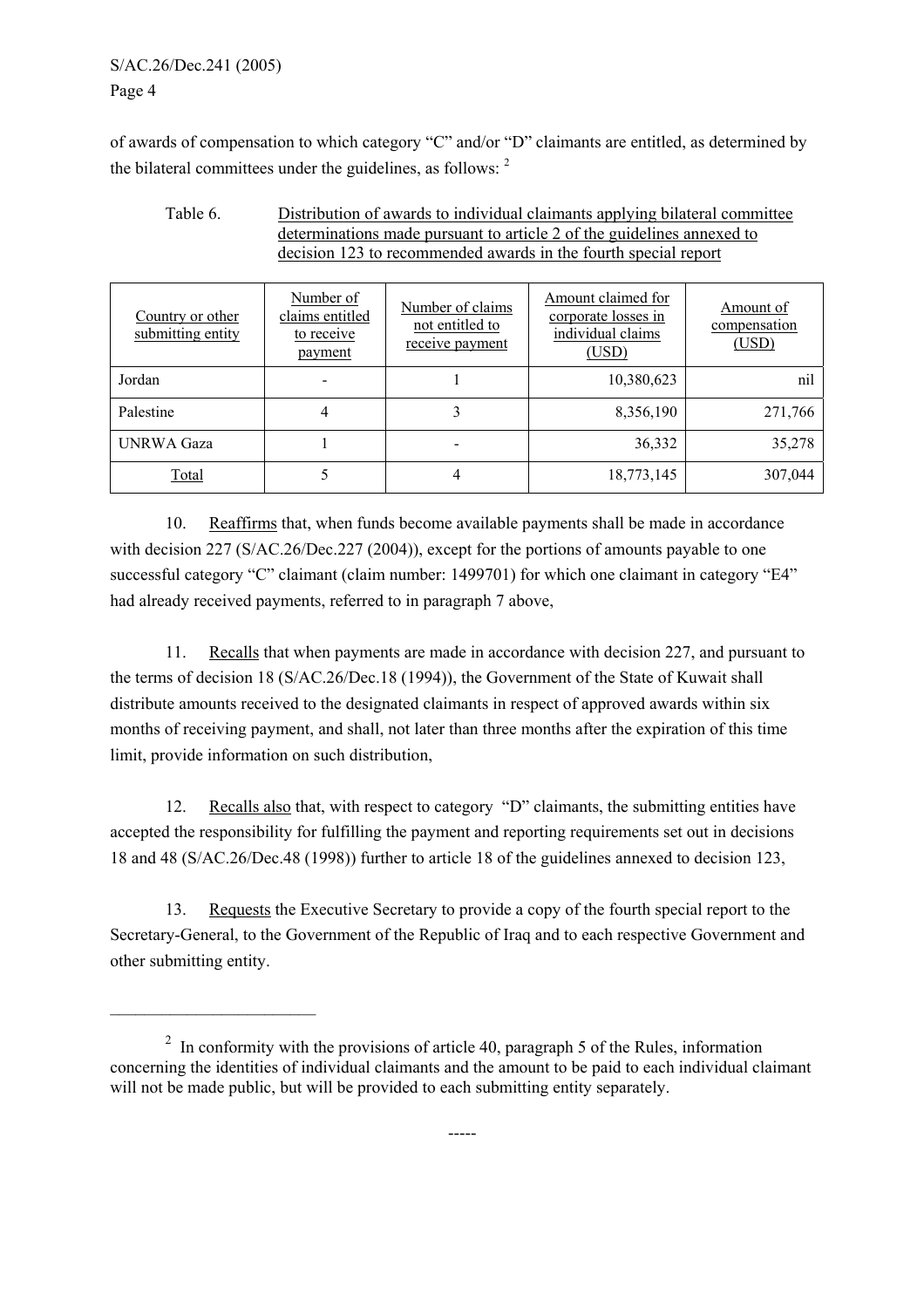of awards of compensation to which category "C" and/or "D" claimants are entitled, as determined by the bilateral committees under the guidelines, as follows: [2]

Table 6. Distribution of awards to individual claimants applying bilateral committee determinations made pursuant to article 2 of the guidelines annexed to decision 123 to recommended awards in the fourth special report

| Country or other submitting entity | Number of claims entitled to receive payment | Number of claims not entitled to receive payment | Amount claimed for corporate losses in individual claims (USD) | Amount of compensation (USD) |
|---|---|---|---|---|
| Jordan | - | 1 | 10,380,623 | nil |
| Palestine | 4 | 3 | 8,356,190 | 271,766 |
| UNRWA Gaza | 1 | - | 36,332 | 35,278 |
| Total | 5 | 4 | 18,773,145 | 307,044 |

10. Reaffirms that, when funds become available payments shall be made in accordance with decision 227 (S/AC.26/Dec.227 (2004)), except for the portions of amounts payable to one successful category "C" claimant (claim number: 1499701) for which one claimant in category "E4" had already received payments, referred to in paragraph 7 above,

11. Recalls that when payments are made in accordance with decision 227, and pursuant to the terms of decision 18 (S/AC.26/Dec.18 (1994)), the Government of the State of Kuwait shall distribute amounts received to the designated claimants in respect of approved awards within six months of receiving payment, and shall, not later than three months after the expiration of this time limit, provide information on such distribution,

12. Recalls also that, with respect to category "D" claimants, the submitting entities have accepted the responsibility for fulfilling the payment and reporting requirements set out in decisions 18 and 48 (S/AC.26/Dec.48 (1998)) further to article 18 of the guidelines annexed to decision 123,

13. Requests the Executive Secretary to provide a copy of the fourth special report to the Secretary-General, to the Government of the Republic of Iraq and to each respective Government and other submitting entity.

---

[2] In conformity with the provisions of article 40, paragraph 5 of the Rules, information concerning the identities of individual claimants and the amount to be paid to each individual claimant will not be made public, but will be provided to each submitting entity separately.

-----